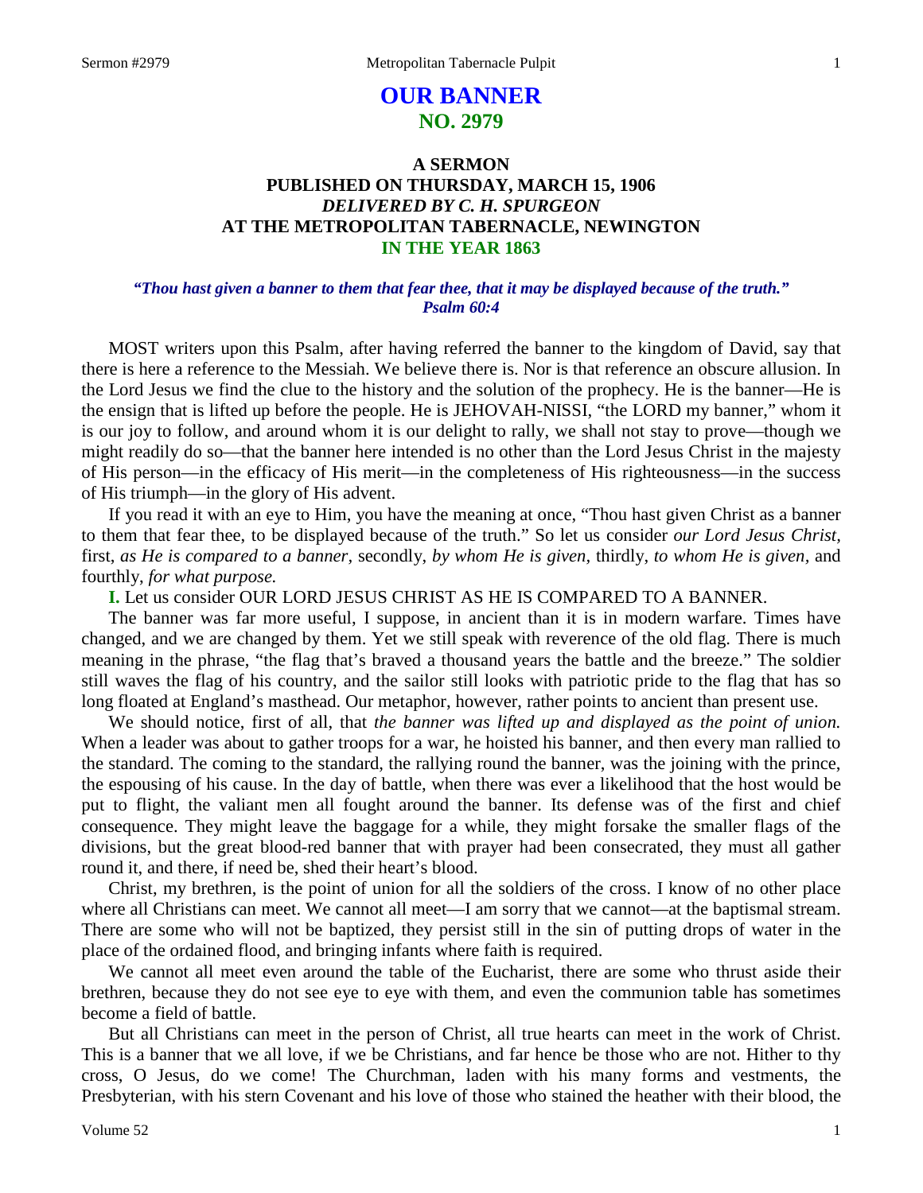# OUR BANNER
## NO. 2979

### A SERMON
### PUBLISHED ON THURSDAY, MARCH 15, 1906
### *DELIVERED BY C. H. SPURGEON*
### AT THE METROPOLITAN TABERNACLE, NEWINGTON
### IN THE YEAR 1863

***"Thou hast given a banner to them that fear thee, that it may be displayed because of the truth." Psalm 60:4***

MOST writers upon this Psalm, after having referred the banner to the kingdom of David, say that there is here a reference to the Messiah. We believe there is. Nor is that reference an obscure allusion. In the Lord Jesus we find the clue to the history and the solution of the prophecy. He is the banner—He is the ensign that is lifted up before the people. He is JEHOVAH-NISSI, "the LORD my banner," whom it is our joy to follow, and around whom it is our delight to rally, we shall not stay to prove—though we might readily do so—that the banner here intended is no other than the Lord Jesus Christ in the majesty of His person—in the efficacy of His merit—in the completeness of His righteousness—in the success of His triumph—in the glory of His advent.

If you read it with an eye to Him, you have the meaning at once, "Thou hast given Christ as a banner to them that fear thee, to be displayed because of the truth." So let us consider *our Lord Jesus Christ,* first, *as He is compared to a banner,* secondly, *by whom He is given,* thirdly, *to whom He is given,* and fourthly, *for what purpose.*

**I.** Let us consider OUR LORD JESUS CHRIST AS HE IS COMPARED TO A BANNER.

The banner was far more useful, I suppose, in ancient than it is in modern warfare. Times have changed, and we are changed by them. Yet we still speak with reverence of the old flag. There is much meaning in the phrase, "the flag that's braved a thousand years the battle and the breeze." The soldier still waves the flag of his country, and the sailor still looks with patriotic pride to the flag that has so long floated at England's masthead. Our metaphor, however, rather points to ancient than present use.

We should notice, first of all, that *the banner was lifted up and displayed as the point of union.* When a leader was about to gather troops for a war, he hoisted his banner, and then every man rallied to the standard. The coming to the standard, the rallying round the banner, was the joining with the prince, the espousing of his cause. In the day of battle, when there was ever a likelihood that the host would be put to flight, the valiant men all fought around the banner. Its defense was of the first and chief consequence. They might leave the baggage for a while, they might forsake the smaller flags of the divisions, but the great blood-red banner that with prayer had been consecrated, they must all gather round it, and there, if need be, shed their heart's blood.

Christ, my brethren, is the point of union for all the soldiers of the cross. I know of no other place where all Christians can meet. We cannot all meet—I am sorry that we cannot—at the baptismal stream. There are some who will not be baptized, they persist still in the sin of putting drops of water in the place of the ordained flood, and bringing infants where faith is required.

We cannot all meet even around the table of the Eucharist, there are some who thrust aside their brethren, because they do not see eye to eye with them, and even the communion table has sometimes become a field of battle.

But all Christians can meet in the person of Christ, all true hearts can meet in the work of Christ. This is a banner that we all love, if we be Christians, and far hence be those who are not. Hither to thy cross, O Jesus, do we come! The Churchman, laden with his many forms and vestments, the Presbyterian, with his stern Covenant and his love of those who stained the heather with their blood, the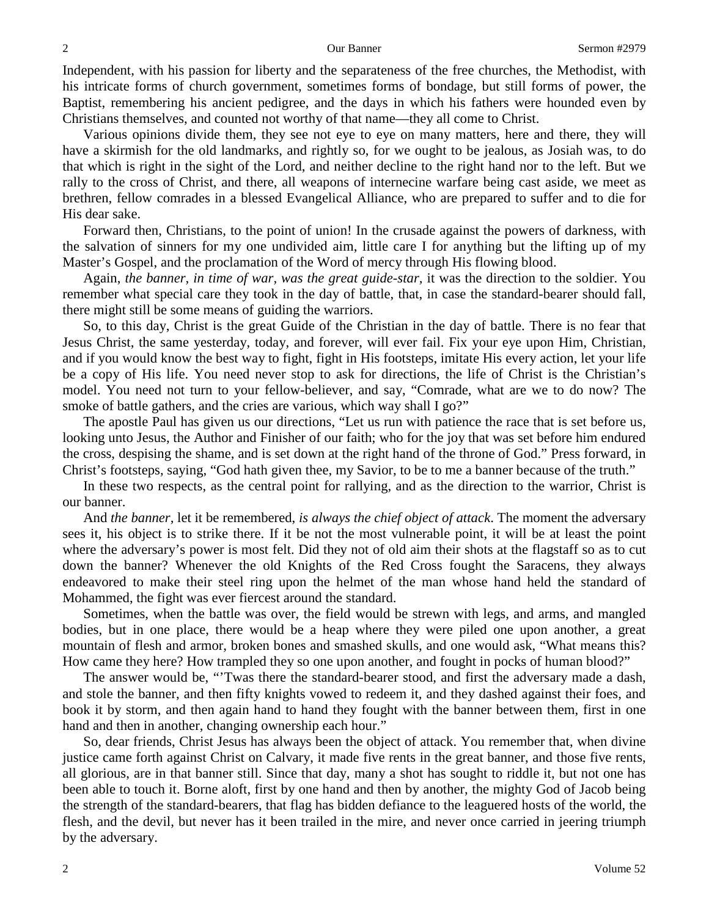Independent, with his passion for liberty and the separateness of the free churches, the Methodist, with his intricate forms of church government, sometimes forms of bondage, but still forms of power, the Baptist, remembering his ancient pedigree, and the days in which his fathers were hounded even by Christians themselves, and counted not worthy of that name—they all come to Christ.

Various opinions divide them, they see not eye to eye on many matters, here and there, they will have a skirmish for the old landmarks, and rightly so, for we ought to be jealous, as Josiah was, to do that which is right in the sight of the Lord, and neither decline to the right hand nor to the left. But we rally to the cross of Christ, and there, all weapons of internecine warfare being cast aside, we meet as brethren, fellow comrades in a blessed Evangelical Alliance, who are prepared to suffer and to die for His dear sake.

Forward then, Christians, to the point of union! In the crusade against the powers of darkness, with the salvation of sinners for my one undivided aim, little care I for anything but the lifting up of my Master's Gospel, and the proclamation of the Word of mercy through His flowing blood.

Again, *the banner, in time of war, was the great guide-star*, it was the direction to the soldier. You remember what special care they took in the day of battle, that, in case the standard-bearer should fall, there might still be some means of guiding the warriors.

So, to this day, Christ is the great Guide of the Christian in the day of battle. There is no fear that Jesus Christ, the same yesterday, today, and forever, will ever fail. Fix your eye upon Him, Christian, and if you would know the best way to fight, fight in His footsteps, imitate His every action, let your life be a copy of His life. You need never stop to ask for directions, the life of Christ is the Christian's model. You need not turn to your fellow-believer, and say, "Comrade, what are we to do now? The smoke of battle gathers, and the cries are various, which way shall I go?"

The apostle Paul has given us our directions, "Let us run with patience the race that is set before us, looking unto Jesus, the Author and Finisher of our faith; who for the joy that was set before him endured the cross, despising the shame, and is set down at the right hand of the throne of God." Press forward, in Christ's footsteps, saying, "God hath given thee, my Savior, to be to me a banner because of the truth."

In these two respects, as the central point for rallying, and as the direction to the warrior, Christ is our banner.

And *the banner*, let it be remembered, *is always the chief object of attack*. The moment the adversary sees it, his object is to strike there. If it be not the most vulnerable point, it will be at least the point where the adversary's power is most felt. Did they not of old aim their shots at the flagstaff so as to cut down the banner? Whenever the old Knights of the Red Cross fought the Saracens, they always endeavored to make their steel ring upon the helmet of the man whose hand held the standard of Mohammed, the fight was ever fiercest around the standard.

Sometimes, when the battle was over, the field would be strewn with legs, and arms, and mangled bodies, but in one place, there would be a heap where they were piled one upon another, a great mountain of flesh and armor, broken bones and smashed skulls, and one would ask, "What means this? How came they here? How trampled they so one upon another, and fought in pocks of human blood?"

The answer would be, "'Twas there the standard-bearer stood, and first the adversary made a dash, and stole the banner, and then fifty knights vowed to redeem it, and they dashed against their foes, and book it by storm, and then again hand to hand they fought with the banner between them, first in one hand and then in another, changing ownership each hour."

So, dear friends, Christ Jesus has always been the object of attack. You remember that, when divine justice came forth against Christ on Calvary, it made five rents in the great banner, and those five rents, all glorious, are in that banner still. Since that day, many a shot has sought to riddle it, but not one has been able to touch it. Borne aloft, first by one hand and then by another, the mighty God of Jacob being the strength of the standard-bearers, that flag has bidden defiance to the leaguered hosts of the world, the flesh, and the devil, but never has it been trailed in the mire, and never once carried in jeering triumph by the adversary.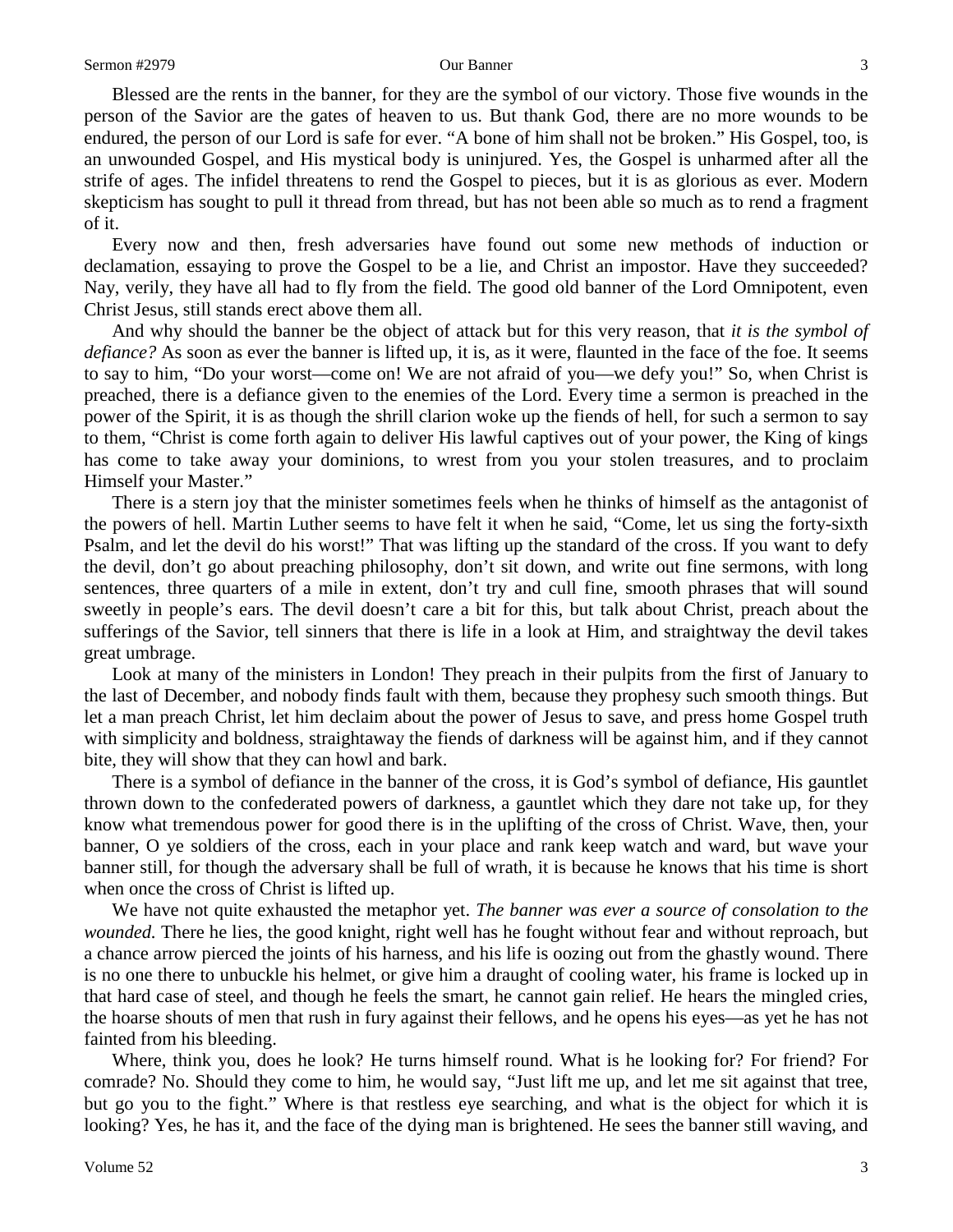Blessed are the rents in the banner, for they are the symbol of our victory. Those five wounds in the person of the Savior are the gates of heaven to us. But thank God, there are no more wounds to be endured, the person of our Lord is safe for ever. "A bone of him shall not be broken." His Gospel, too, is an unwounded Gospel, and His mystical body is uninjured. Yes, the Gospel is unharmed after all the strife of ages. The infidel threatens to rend the Gospel to pieces, but it is as glorious as ever. Modern skepticism has sought to pull it thread from thread, but has not been able so much as to rend a fragment of it.

Every now and then, fresh adversaries have found out some new methods of induction or declamation, essaying to prove the Gospel to be a lie, and Christ an impostor. Have they succeeded? Nay, verily, they have all had to fly from the field. The good old banner of the Lord Omnipotent, even Christ Jesus, still stands erect above them all.

And why should the banner be the object of attack but for this very reason, that *it is the symbol of defiance?* As soon as ever the banner is lifted up, it is, as it were, flaunted in the face of the foe. It seems to say to him, "Do your worst—come on! We are not afraid of you—we defy you!" So, when Christ is preached, there is a defiance given to the enemies of the Lord. Every time a sermon is preached in the power of the Spirit, it is as though the shrill clarion woke up the fiends of hell, for such a sermon to say to them, "Christ is come forth again to deliver His lawful captives out of your power, the King of kings has come to take away your dominions, to wrest from you your stolen treasures, and to proclaim Himself your Master."

There is a stern joy that the minister sometimes feels when he thinks of himself as the antagonist of the powers of hell. Martin Luther seems to have felt it when he said, "Come, let us sing the forty-sixth Psalm, and let the devil do his worst!" That was lifting up the standard of the cross. If you want to defy the devil, don't go about preaching philosophy, don't sit down, and write out fine sermons, with long sentences, three quarters of a mile in extent, don't try and cull fine, smooth phrases that will sound sweetly in people's ears. The devil doesn't care a bit for this, but talk about Christ, preach about the sufferings of the Savior, tell sinners that there is life in a look at Him, and straightway the devil takes great umbrage.

Look at many of the ministers in London! They preach in their pulpits from the first of January to the last of December, and nobody finds fault with them, because they prophesy such smooth things. But let a man preach Christ, let him declaim about the power of Jesus to save, and press home Gospel truth with simplicity and boldness, straightaway the fiends of darkness will be against him, and if they cannot bite, they will show that they can howl and bark.

There is a symbol of defiance in the banner of the cross, it is God's symbol of defiance, His gauntlet thrown down to the confederated powers of darkness, a gauntlet which they dare not take up, for they know what tremendous power for good there is in the uplifting of the cross of Christ. Wave, then, your banner, O ye soldiers of the cross, each in your place and rank keep watch and ward, but wave your banner still, for though the adversary shall be full of wrath, it is because he knows that his time is short when once the cross of Christ is lifted up.

We have not quite exhausted the metaphor yet. *The banner was ever a source of consolation to the wounded.* There he lies, the good knight, right well has he fought without fear and without reproach, but a chance arrow pierced the joints of his harness, and his life is oozing out from the ghastly wound. There is no one there to unbuckle his helmet, or give him a draught of cooling water, his frame is locked up in that hard case of steel, and though he feels the smart, he cannot gain relief. He hears the mingled cries, the hoarse shouts of men that rush in fury against their fellows, and he opens his eyes—as yet he has not fainted from his bleeding.

Where, think you, does he look? He turns himself round. What is he looking for? For friend? For comrade? No. Should they come to him, he would say, "Just lift me up, and let me sit against that tree, but go you to the fight." Where is that restless eye searching, and what is the object for which it is looking? Yes, he has it, and the face of the dying man is brightened. He sees the banner still waving, and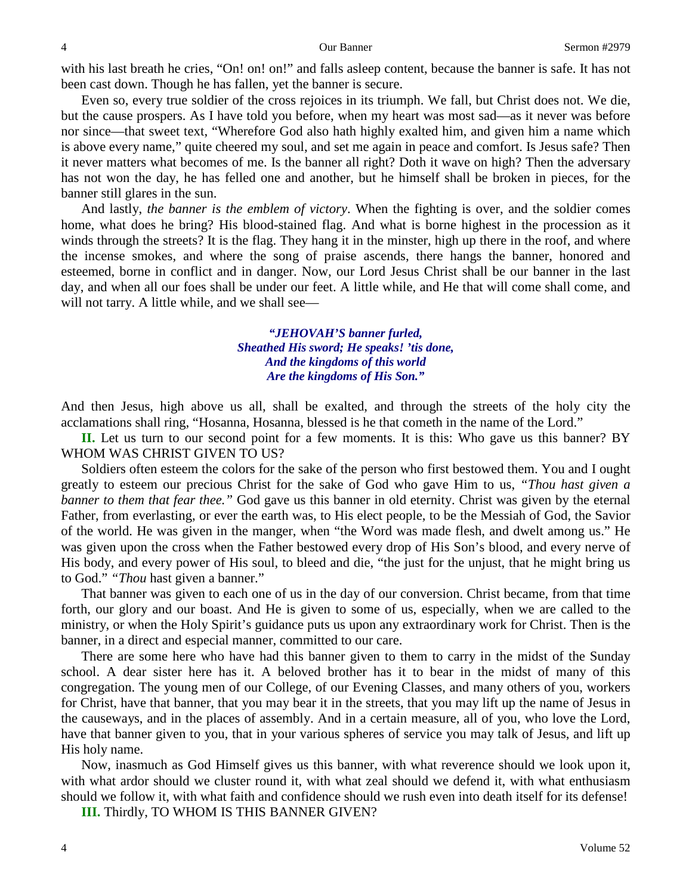with his last breath he cries, "On! on! on!" and falls asleep content, because the banner is safe. It has not been cast down. Though he has fallen, yet the banner is secure.

Even so, every true soldier of the cross rejoices in its triumph. We fall, but Christ does not. We die, but the cause prospers. As I have told you before, when my heart was most sad—as it never was before nor since—that sweet text, "Wherefore God also hath highly exalted him, and given him a name which is above every name," quite cheered my soul, and set me again in peace and comfort. Is Jesus safe? Then it never matters what becomes of me. Is the banner all right? Doth it wave on high? Then the adversary has not won the day, he has felled one and another, but he himself shall be broken in pieces, for the banner still glares in the sun.

And lastly, *the banner is the emblem of victory*. When the fighting is over, and the soldier comes home, what does he bring? His blood-stained flag. And what is borne highest in the procession as it winds through the streets? It is the flag. They hang it in the minster, high up there in the roof, and where the incense smokes, and where the song of praise ascends, there hangs the banner, honored and esteemed, borne in conflict and in danger. Now, our Lord Jesus Christ shall be our banner in the last day, and when all our foes shall be under our feet. A little while, and He that will come shall come, and will not tarry. A little while, and we shall see—

> ***"JEHOVAH'S banner furled,***
> ***Sheathed His sword; He speaks! 'tis done,***
> ***And the kingdoms of this world***
> ***Are the kingdoms of His Son."***

And then Jesus, high above us all, shall be exalted, and through the streets of the holy city the acclamations shall ring, "Hosanna, Hosanna, blessed is he that cometh in the name of the Lord."

**II.** Let us turn to our second point for a few moments. It is this: Who gave us this banner? BY WHOM WAS CHRIST GIVEN TO US?

Soldiers often esteem the colors for the sake of the person who first bestowed them. You and I ought greatly to esteem our precious Christ for the sake of God who gave Him to us, *"Thou hast given a banner to them that fear thee."* God gave us this banner in old eternity. Christ was given by the eternal Father, from everlasting, or ever the earth was, to His elect people, to be the Messiah of God, the Savior of the world. He was given in the manger, when "the Word was made flesh, and dwelt among us." He was given upon the cross when the Father bestowed every drop of His Son's blood, and every nerve of His body, and every power of His soul, to bleed and die, "the just for the unjust, that he might bring us to God." *"Thou* hast given a banner."

That banner was given to each one of us in the day of our conversion. Christ became, from that time forth, our glory and our boast. And He is given to some of us, especially, when we are called to the ministry, or when the Holy Spirit's guidance puts us upon any extraordinary work for Christ. Then is the banner, in a direct and especial manner, committed to our care.

There are some here who have had this banner given to them to carry in the midst of the Sunday school. A dear sister here has it. A beloved brother has it to bear in the midst of many of this congregation. The young men of our College, of our Evening Classes, and many others of you, workers for Christ, have that banner, that you may bear it in the streets, that you may lift up the name of Jesus in the causeways, and in the places of assembly. And in a certain measure, all of you, who love the Lord, have that banner given to you, that in your various spheres of service you may talk of Jesus, and lift up His holy name.

Now, inasmuch as God Himself gives us this banner, with what reverence should we look upon it, with what ardor should we cluster round it, with what zeal should we defend it, with what enthusiasm should we follow it, with what faith and confidence should we rush even into death itself for its defense!

**III.** Thirdly, TO WHOM IS THIS BANNER GIVEN?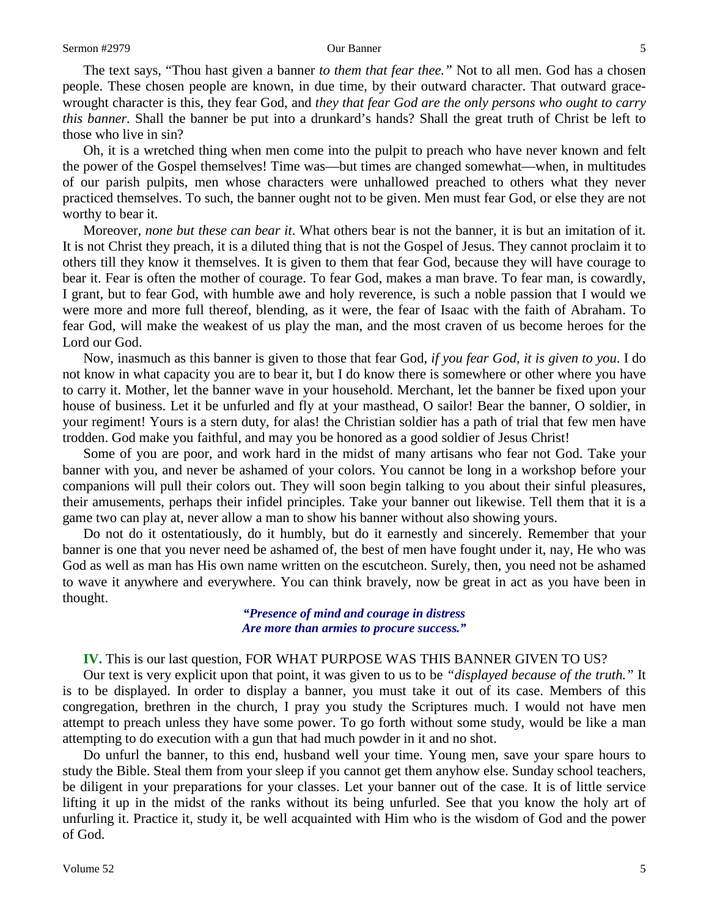The text says, "Thou hast given a banner *to them that fear thee."* Not to all men. God has a chosen people. These chosen people are known, in due time, by their outward character. That outward grace-wrought character is this, they fear God, and *they that fear God are the only persons who ought to carry this banner*. Shall the banner be put into a drunkard's hands? Shall the great truth of Christ be left to those who live in sin?

Oh, it is a wretched thing when men come into the pulpit to preach who have never known and felt the power of the Gospel themselves! Time was—but times are changed somewhat—when, in multitudes of our parish pulpits, men whose characters were unhallowed preached to others what they never practiced themselves. To such, the banner ought not to be given. Men must fear God, or else they are not worthy to bear it.

Moreover, *none but these can bear it*. What others bear is not the banner, it is but an imitation of it. It is not Christ they preach, it is a diluted thing that is not the Gospel of Jesus. They cannot proclaim it to others till they know it themselves. It is given to them that fear God, because they will have courage to bear it. Fear is often the mother of courage. To fear God, makes a man brave. To fear man, is cowardly, I grant, but to fear God, with humble awe and holy reverence, is such a noble passion that I would we were more and more full thereof, blending, as it were, the fear of Isaac with the faith of Abraham. To fear God, will make the weakest of us play the man, and the most craven of us become heroes for the Lord our God.

Now, inasmuch as this banner is given to those that fear God, *if you fear God, it is given to you*. I do not know in what capacity you are to bear it, but I do know there is somewhere or other where you have to carry it. Mother, let the banner wave in your household. Merchant, let the banner be fixed upon your house of business. Let it be unfurled and fly at your masthead, O sailor! Bear the banner, O soldier, in your regiment! Yours is a stern duty, for alas! the Christian soldier has a path of trial that few men have trodden. God make you faithful, and may you be honored as a good soldier of Jesus Christ!

Some of you are poor, and work hard in the midst of many artisans who fear not God. Take your banner with you, and never be ashamed of your colors. You cannot be long in a workshop before your companions will pull their colors out. They will soon begin talking to you about their sinful pleasures, their amusements, perhaps their infidel principles. Take your banner out likewise. Tell them that it is a game two can play at, never allow a man to show his banner without also showing yours.

Do not do it ostentatiously, do it humbly, but do it earnestly and sincerely. Remember that your banner is one that you never need be ashamed of, the best of men have fought under it, nay, He who was God as well as man has His own name written on the escutcheon. Surely, then, you need not be ashamed to wave it anywhere and everywhere. You can think bravely, now be great in act as you have been in thought.

> ***"Presence of mind and courage in distress***
> ***Are more than armies to procure success."***

**IV.** This is our last question, FOR WHAT PURPOSE WAS THIS BANNER GIVEN TO US?

Our text is very explicit upon that point, it was given to us to be *"displayed because of the truth."* It is to be displayed. In order to display a banner, you must take it out of its case. Members of this congregation, brethren in the church, I pray you study the Scriptures much. I would not have men attempt to preach unless they have some power. To go forth without some study, would be like a man attempting to do execution with a gun that had much powder in it and no shot.

Do unfurl the banner, to this end, husband well your time. Young men, save your spare hours to study the Bible. Steal them from your sleep if you cannot get them anyhow else. Sunday school teachers, be diligent in your preparations for your classes. Let your banner out of the case. It is of little service lifting it up in the midst of the ranks without its being unfurled. See that you know the holy art of unfurling it. Practice it, study it, be well acquainted with Him who is the wisdom of God and the power of God.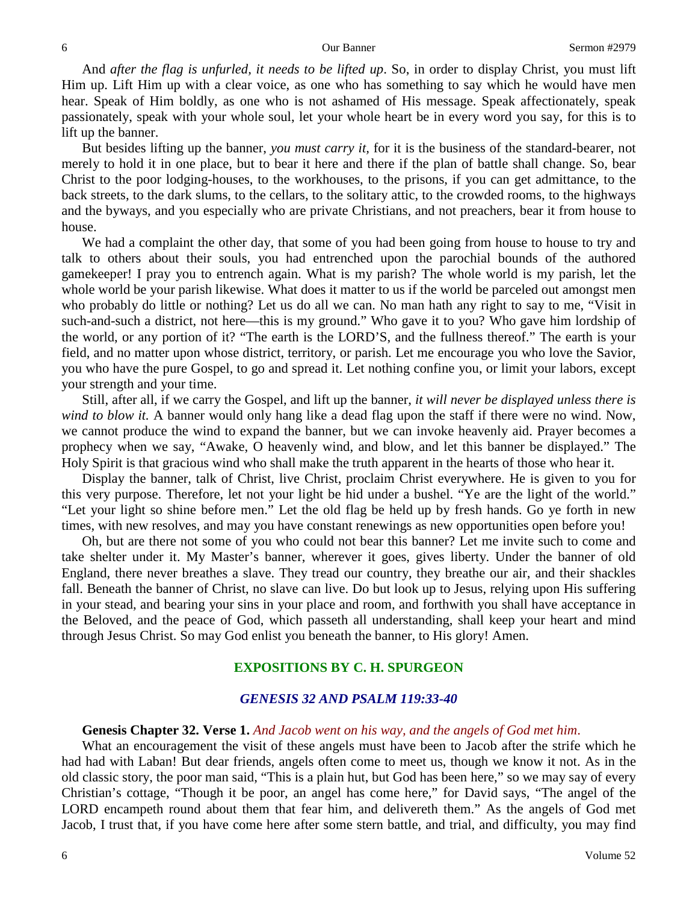And *after the flag is unfurled, it needs to be lifted up*. So, in order to display Christ, you must lift Him up. Lift Him up with a clear voice, as one who has something to say which he would have men hear. Speak of Him boldly, as one who is not ashamed of His message. Speak affectionately, speak passionately, speak with your whole soul, let your whole heart be in every word you say, for this is to lift up the banner.

But besides lifting up the banner, *you must carry it,* for it is the business of the standard-bearer, not merely to hold it in one place, but to bear it here and there if the plan of battle shall change. So, bear Christ to the poor lodging-houses, to the workhouses, to the prisons, if you can get admittance, to the back streets, to the dark slums, to the cellars, to the solitary attic, to the crowded rooms, to the highways and the byways, and you especially who are private Christians, and not preachers, bear it from house to house.

We had a complaint the other day, that some of you had been going from house to house to try and talk to others about their souls, you had entrenched upon the parochial bounds of the authored gamekeeper! I pray you to entrench again. What is my parish? The whole world is my parish, let the whole world be your parish likewise. What does it matter to us if the world be parceled out amongst men who probably do little or nothing? Let us do all we can. No man hath any right to say to me, "Visit in such-and-such a district, not here—this is my ground." Who gave it to you? Who gave him lordship of the world, or any portion of it? "The earth is the LORD'S, and the fullness thereof." The earth is your field, and no matter upon whose district, territory, or parish. Let me encourage you who love the Savior, you who have the pure Gospel, to go and spread it. Let nothing confine you, or limit your labors, except your strength and your time.

Still, after all, if we carry the Gospel, and lift up the banner, *it will never be displayed unless there is wind to blow it.* A banner would only hang like a dead flag upon the staff if there were no wind. Now, we cannot produce the wind to expand the banner, but we can invoke heavenly aid. Prayer becomes a prophecy when we say, "Awake, O heavenly wind, and blow, and let this banner be displayed." The Holy Spirit is that gracious wind who shall make the truth apparent in the hearts of those who hear it.

Display the banner, talk of Christ, live Christ, proclaim Christ everywhere. He is given to you for this very purpose. Therefore, let not your light be hid under a bushel. "Ye are the light of the world." "Let your light so shine before men." Let the old flag be held up by fresh hands. Go ye forth in new times, with new resolves, and may you have constant renewings as new opportunities open before you!

Oh, but are there not some of you who could not bear this banner? Let me invite such to come and take shelter under it. My Master's banner, wherever it goes, gives liberty. Under the banner of old England, there never breathes a slave. They tread our country, they breathe our air, and their shackles fall. Beneath the banner of Christ, no slave can live. Do but look up to Jesus, relying upon His suffering in your stead, and bearing your sins in your place and room, and forthwith you shall have acceptance in the Beloved, and the peace of God, which passeth all understanding, shall keep your heart and mind through Jesus Christ. So may God enlist you beneath the banner, to His glory! Amen.

## EXPOSITIONS BY C. H. SPURGEON

### *GENESIS 32 AND PSALM 119:33-40*

**Genesis Chapter 32. Verse 1.** *And Jacob went on his way, and the angels of God met him*.

What an encouragement the visit of these angels must have been to Jacob after the strife which he had had with Laban! But dear friends, angels often come to meet us, though we know it not. As in the old classic story, the poor man said, "This is a plain hut, but God has been here," so we may say of every Christian's cottage, "Though it be poor, an angel has come here," for David says, "The angel of the LORD encampeth round about them that fear him, and delivereth them." As the angels of God met Jacob, I trust that, if you have come here after some stern battle, and trial, and difficulty, you may find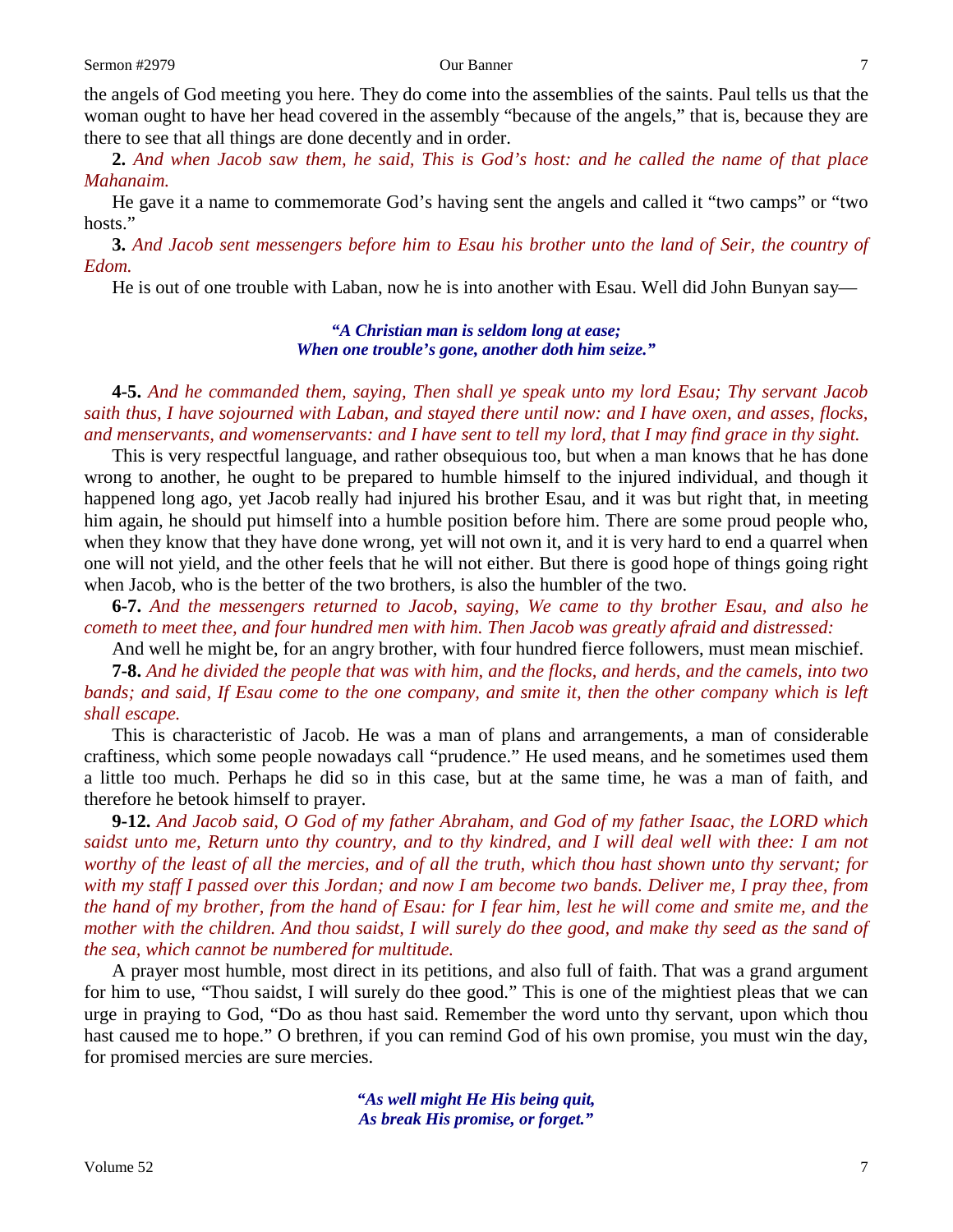the angels of God meeting you here. They do come into the assemblies of the saints. Paul tells us that the woman ought to have her head covered in the assembly "because of the angels," that is, because they are there to see that all things are done decently and in order.

**2.** *And when Jacob saw them, he said, This is God's host: and he called the name of that place Mahanaim.*

He gave it a name to commemorate God's having sent the angels and called it "two camps" or "two hosts."

**3.** *And Jacob sent messengers before him to Esau his brother unto the land of Seir, the country of Edom.*

He is out of one trouble with Laban, now he is into another with Esau. Well did John Bunyan say—

> ***"A Christian man is seldom long at ease;***
> ***When one trouble's gone, another doth him seize."***

**4-5.** *And he commanded them, saying, Then shall ye speak unto my lord Esau; Thy servant Jacob saith thus, I have sojourned with Laban, and stayed there until now: and I have oxen, and asses, flocks, and menservants, and womenservants: and I have sent to tell my lord, that I may find grace in thy sight.*

This is very respectful language, and rather obsequious too, but when a man knows that he has done wrong to another, he ought to be prepared to humble himself to the injured individual, and though it happened long ago, yet Jacob really had injured his brother Esau, and it was but right that, in meeting him again, he should put himself into a humble position before him. There are some proud people who, when they know that they have done wrong, yet will not own it, and it is very hard to end a quarrel when one will not yield, and the other feels that he will not either. But there is good hope of things going right when Jacob, who is the better of the two brothers, is also the humbler of the two.

**6-7.** *And the messengers returned to Jacob, saying, We came to thy brother Esau, and also he cometh to meet thee, and four hundred men with him. Then Jacob was greatly afraid and distressed:*

And well he might be, for an angry brother, with four hundred fierce followers, must mean mischief.

**7-8.** *And he divided the people that was with him, and the flocks, and herds, and the camels, into two bands; and said, If Esau come to the one company, and smite it, then the other company which is left shall escape.*

This is characteristic of Jacob. He was a man of plans and arrangements, a man of considerable craftiness, which some people nowadays call "prudence." He used means, and he sometimes used them a little too much. Perhaps he did so in this case, but at the same time, he was a man of faith, and therefore he betook himself to prayer.

**9-12.** *And Jacob said, O God of my father Abraham, and God of my father Isaac, the LORD which saidst unto me, Return unto thy country, and to thy kindred, and I will deal well with thee: I am not worthy of the least of all the mercies, and of all the truth, which thou hast shown unto thy servant; for with my staff I passed over this Jordan; and now I am become two bands. Deliver me, I pray thee, from the hand of my brother, from the hand of Esau: for I fear him, lest he will come and smite me, and the mother with the children. And thou saidst, I will surely do thee good, and make thy seed as the sand of the sea, which cannot be numbered for multitude.*

A prayer most humble, most direct in its petitions, and also full of faith. That was a grand argument for him to use, "Thou saidst, I will surely do thee good." This is one of the mightiest pleas that we can urge in praying to God, "Do as thou hast said. Remember the word unto thy servant, upon which thou hast caused me to hope." O brethren, if you can remind God of his own promise, you must win the day, for promised mercies are sure mercies.

> ***"As well might He His being quit,***
> ***As break His promise, or forget."***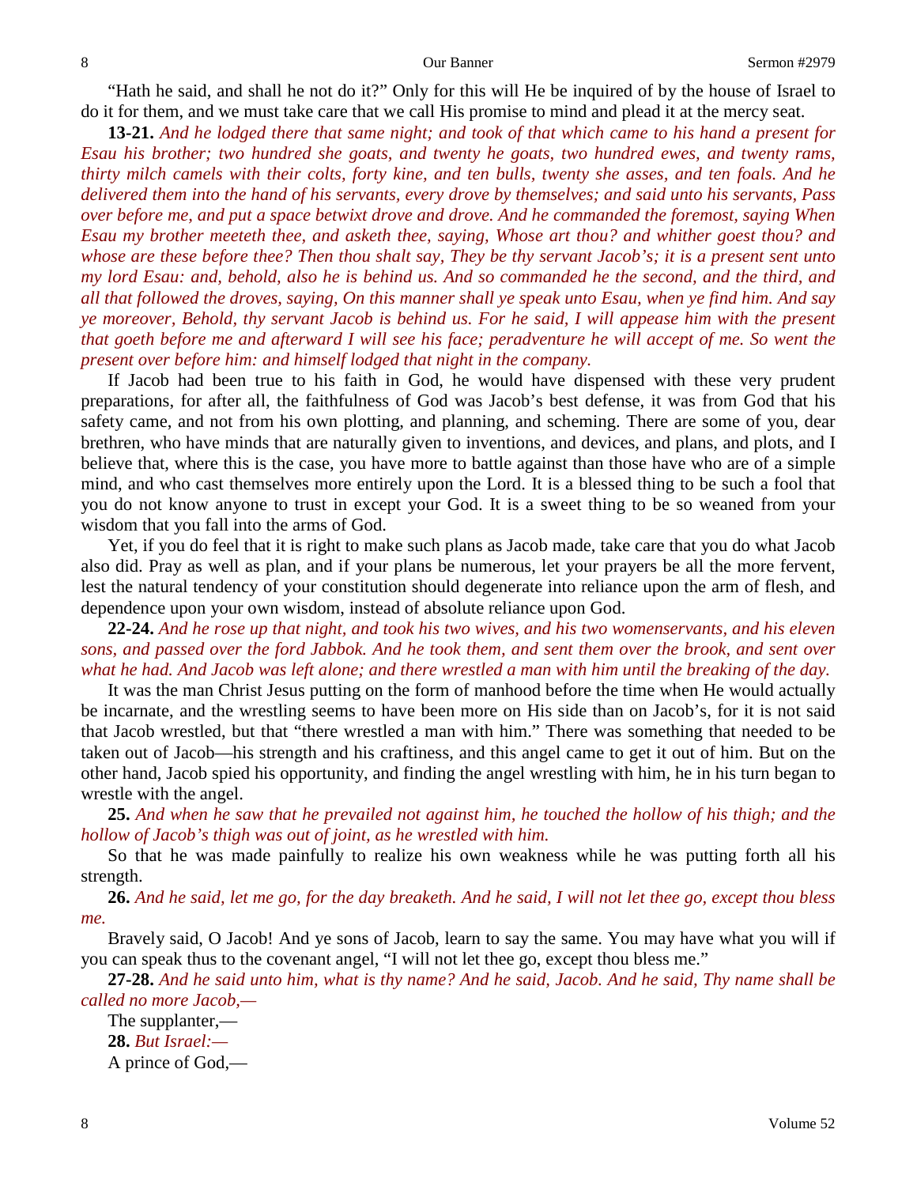"Hath he said, and shall he not do it?" Only for this will He be inquired of by the house of Israel to do it for them, and we must take care that we call His promise to mind and plead it at the mercy seat.

**13-21.** *And he lodged there that same night; and took of that which came to his hand a present for Esau his brother; two hundred she goats, and twenty he goats, two hundred ewes, and twenty rams, thirty milch camels with their colts, forty kine, and ten bulls, twenty she asses, and ten foals. And he delivered them into the hand of his servants, every drove by themselves; and said unto his servants, Pass over before me, and put a space betwixt drove and drove. And he commanded the foremost, saying When Esau my brother meeteth thee, and asketh thee, saying, Whose art thou? and whither goest thou? and whose are these before thee? Then thou shalt say, They be thy servant Jacob's; it is a present sent unto my lord Esau: and, behold, also he is behind us. And so commanded he the second, and the third, and all that followed the droves, saying, On this manner shall ye speak unto Esau, when ye find him. And say ye moreover, Behold, thy servant Jacob is behind us. For he said, I will appease him with the present that goeth before me and afterward I will see his face; peradventure he will accept of me. So went the present over before him: and himself lodged that night in the company.*

If Jacob had been true to his faith in God, he would have dispensed with these very prudent preparations, for after all, the faithfulness of God was Jacob's best defense, it was from God that his safety came, and not from his own plotting, and planning, and scheming. There are some of you, dear brethren, who have minds that are naturally given to inventions, and devices, and plans, and plots, and I believe that, where this is the case, you have more to battle against than those have who are of a simple mind, and who cast themselves more entirely upon the Lord. It is a blessed thing to be such a fool that you do not know anyone to trust in except your God. It is a sweet thing to be so weaned from your wisdom that you fall into the arms of God.

Yet, if you do feel that it is right to make such plans as Jacob made, take care that you do what Jacob also did. Pray as well as plan, and if your plans be numerous, let your prayers be all the more fervent, lest the natural tendency of your constitution should degenerate into reliance upon the arm of flesh, and dependence upon your own wisdom, instead of absolute reliance upon God.

**22-24.** *And he rose up that night, and took his two wives, and his two womenservants, and his eleven sons, and passed over the ford Jabbok. And he took them, and sent them over the brook, and sent over what he had. And Jacob was left alone; and there wrestled a man with him until the breaking of the day.*

It was the man Christ Jesus putting on the form of manhood before the time when He would actually be incarnate, and the wrestling seems to have been more on His side than on Jacob's, for it is not said that Jacob wrestled, but that "there wrestled a man with him." There was something that needed to be taken out of Jacob—his strength and his craftiness, and this angel came to get it out of him. But on the other hand, Jacob spied his opportunity, and finding the angel wrestling with him, he in his turn began to wrestle with the angel.

**25.** *And when he saw that he prevailed not against him, he touched the hollow of his thigh; and the hollow of Jacob's thigh was out of joint, as he wrestled with him.*

So that he was made painfully to realize his own weakness while he was putting forth all his strength.

**26.** *And he said, let me go, for the day breaketh. And he said, I will not let thee go, except thou bless me.*

Bravely said, O Jacob! And ye sons of Jacob, learn to say the same. You may have what you will if you can speak thus to the covenant angel, "I will not let thee go, except thou bless me."

**27-28.** *And he said unto him, what is thy name? And he said, Jacob. And he said, Thy name shall be called no more Jacob,—*

The supplanter,—

**28.** *But Israel:—*

A prince of God,—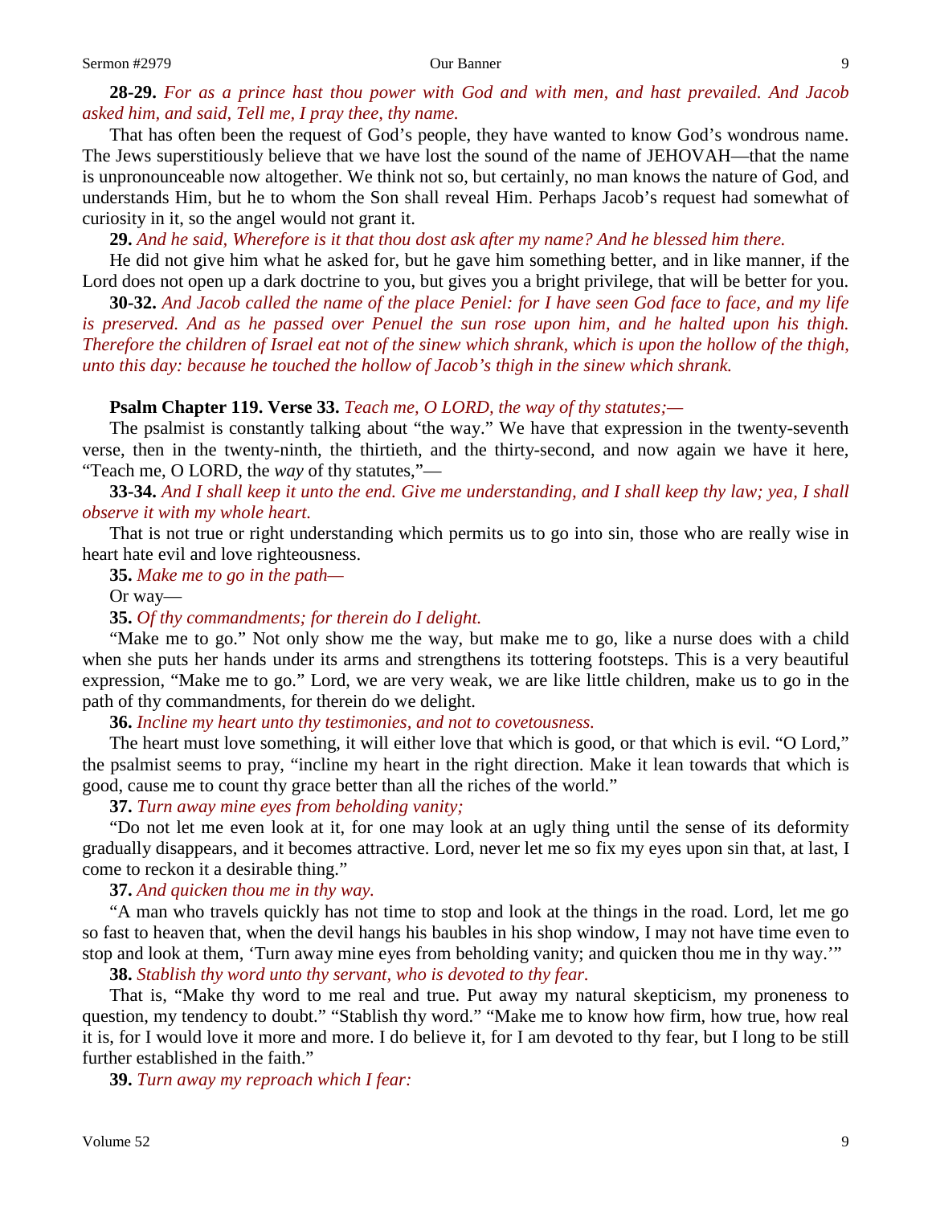**28-29.** *For as a prince hast thou power with God and with men, and hast prevailed. And Jacob asked him, and said, Tell me, I pray thee, thy name.*

That has often been the request of God's people, they have wanted to know God's wondrous name. The Jews superstitiously believe that we have lost the sound of the name of JEHOVAH—that the name is unpronounceable now altogether. We think not so, but certainly, no man knows the nature of God, and understands Him, but he to whom the Son shall reveal Him. Perhaps Jacob's request had somewhat of curiosity in it, so the angel would not grant it.

**29.** *And he said, Wherefore is it that thou dost ask after my name? And he blessed him there.*

He did not give him what he asked for, but he gave him something better, and in like manner, if the Lord does not open up a dark doctrine to you, but gives you a bright privilege, that will be better for you.

**30-32.** *And Jacob called the name of the place Peniel: for I have seen God face to face, and my life is preserved. And as he passed over Penuel the sun rose upon him, and he halted upon his thigh. Therefore the children of Israel eat not of the sinew which shrank, which is upon the hollow of the thigh, unto this day: because he touched the hollow of Jacob's thigh in the sinew which shrank.*

**Psalm Chapter 119. Verse 33.** *Teach me, O LORD, the way of thy statutes;—*

The psalmist is constantly talking about "the way." We have that expression in the twenty-seventh verse, then in the twenty-ninth, the thirtieth, and the thirty-second, and now again we have it here, "Teach me, O LORD, the *way* of thy statutes,"—

**33-34.** *And I shall keep it unto the end. Give me understanding, and I shall keep thy law; yea, I shall observe it with my whole heart.*

That is not true or right understanding which permits us to go into sin, those who are really wise in heart hate evil and love righteousness.

**35.** *Make me to go in the path—*

Or way—

**35.** *Of thy commandments; for therein do I delight.*

"Make me to go." Not only show me the way, but make me to go, like a nurse does with a child when she puts her hands under its arms and strengthens its tottering footsteps. This is a very beautiful expression, "Make me to go." Lord, we are very weak, we are like little children, make us to go in the path of thy commandments, for therein do we delight.

**36.** *Incline my heart unto thy testimonies, and not to covetousness.*

The heart must love something, it will either love that which is good, or that which is evil. "O Lord," the psalmist seems to pray, "incline my heart in the right direction. Make it lean towards that which is good, cause me to count thy grace better than all the riches of the world."

**37.** *Turn away mine eyes from beholding vanity;*

"Do not let me even look at it, for one may look at an ugly thing until the sense of its deformity gradually disappears, and it becomes attractive. Lord, never let me so fix my eyes upon sin that, at last, I come to reckon it a desirable thing."

**37.** *And quicken thou me in thy way.*

"A man who travels quickly has not time to stop and look at the things in the road. Lord, let me go so fast to heaven that, when the devil hangs his baubles in his shop window, I may not have time even to stop and look at them, 'Turn away mine eyes from beholding vanity; and quicken thou me in thy way.'"

**38.** *Stablish thy word unto thy servant, who is devoted to thy fear.*

That is, "Make thy word to me real and true. Put away my natural skepticism, my proneness to question, my tendency to doubt." "Stablish thy word." "Make me to know how firm, how true, how real it is, for I would love it more and more. I do believe it, for I am devoted to thy fear, but I long to be still further established in the faith."

**39.** *Turn away my reproach which I fear:*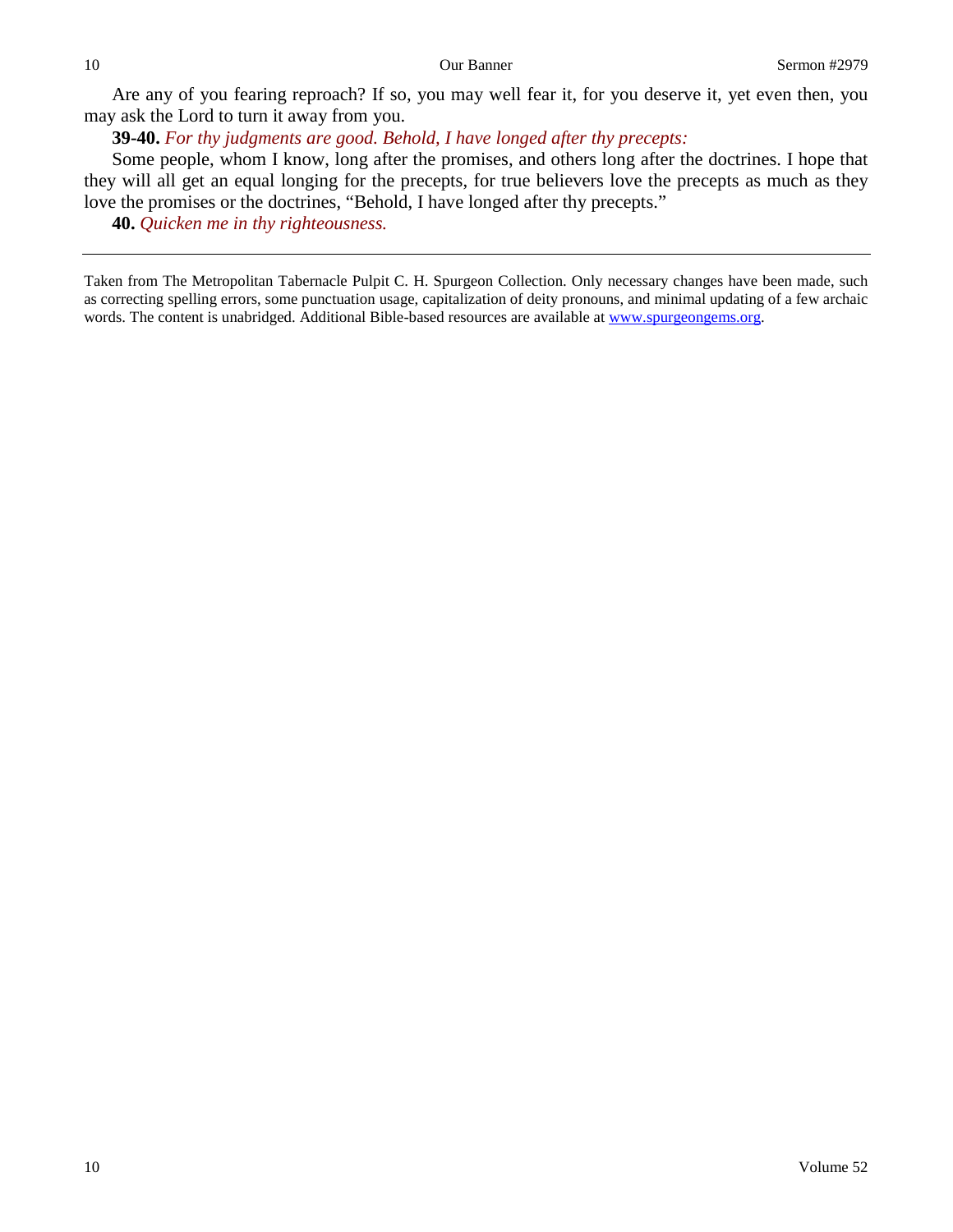Are any of you fearing reproach? If so, you may well fear it, for you deserve it, yet even then, you may ask the Lord to turn it away from you.

**39-40.** *For thy judgments are good. Behold, I have longed after thy precepts:*

Some people, whom I know, long after the promises, and others long after the doctrines. I hope that they will all get an equal longing for the precepts, for true believers love the precepts as much as they love the promises or the doctrines, "Behold, I have longed after thy precepts."

**40.** *Quicken me in thy righteousness.*

---

Taken from The Metropolitan Tabernacle Pulpit C. H. Spurgeon Collection. Only necessary changes have been made, such as correcting spelling errors, some punctuation usage, capitalization of deity pronouns, and minimal updating of a few archaic words. The content is unabridged. Additional Bible-based resources are available at [www.spurgeongems.org](http://www.spurgeongems.org).